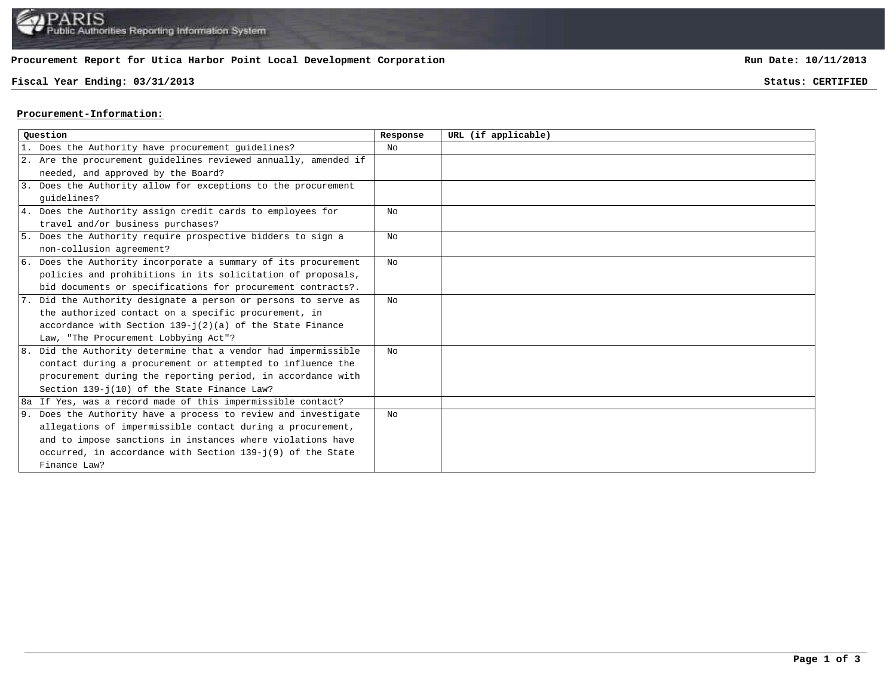PARIS
Public Authorities Reporting Information System

**Procurement Report for Utica Harbor Point Local Development Corporation** | **Run Date: 10/11/2013**

**Fiscal Year Ending: 03/31/2013** | **Status: CERTIFIED**

## Procurement-Information:

| Question | Response | URL (if applicable) |
|---|---|---|
| 1. Does the Authority have procurement guidelines? | No | |
| 2. Are the procurement guidelines reviewed annually, amended if needed, and approved by the Board? | | |
| 3. Does the Authority allow for exceptions to the procurement guidelines? | | |
| 4. Does the Authority assign credit cards to employees for travel and/or business purchases? | No | |
| 5. Does the Authority require prospective bidders to sign a non-collusion agreement? | No | |
| 6. Does the Authority incorporate a summary of its procurement policies and prohibitions in its solicitation of proposals, bid documents or specifications for procurement contracts?. | No | |
| 7. Did the Authority designate a person or persons to serve as the authorized contact on a specific procurement, in accordance with Section 139-j(2)(a) of the State Finance Law, "The Procurement Lobbying Act"? | No | |
| 8. Did the Authority determine that a vendor had impermissible contact during a procurement or attempted to influence the procurement during the reporting period, in accordance with Section 139-j(10) of the State Finance Law? | No | |
| 8a If Yes, was a record made of this impermissible contact? | | |
| 9. Does the Authority have a process to review and investigate allegations of impermissible contact during a procurement, and to impose sanctions in instances where violations have occurred, in accordance with Section 139-j(9) of the State Finance Law? | No | |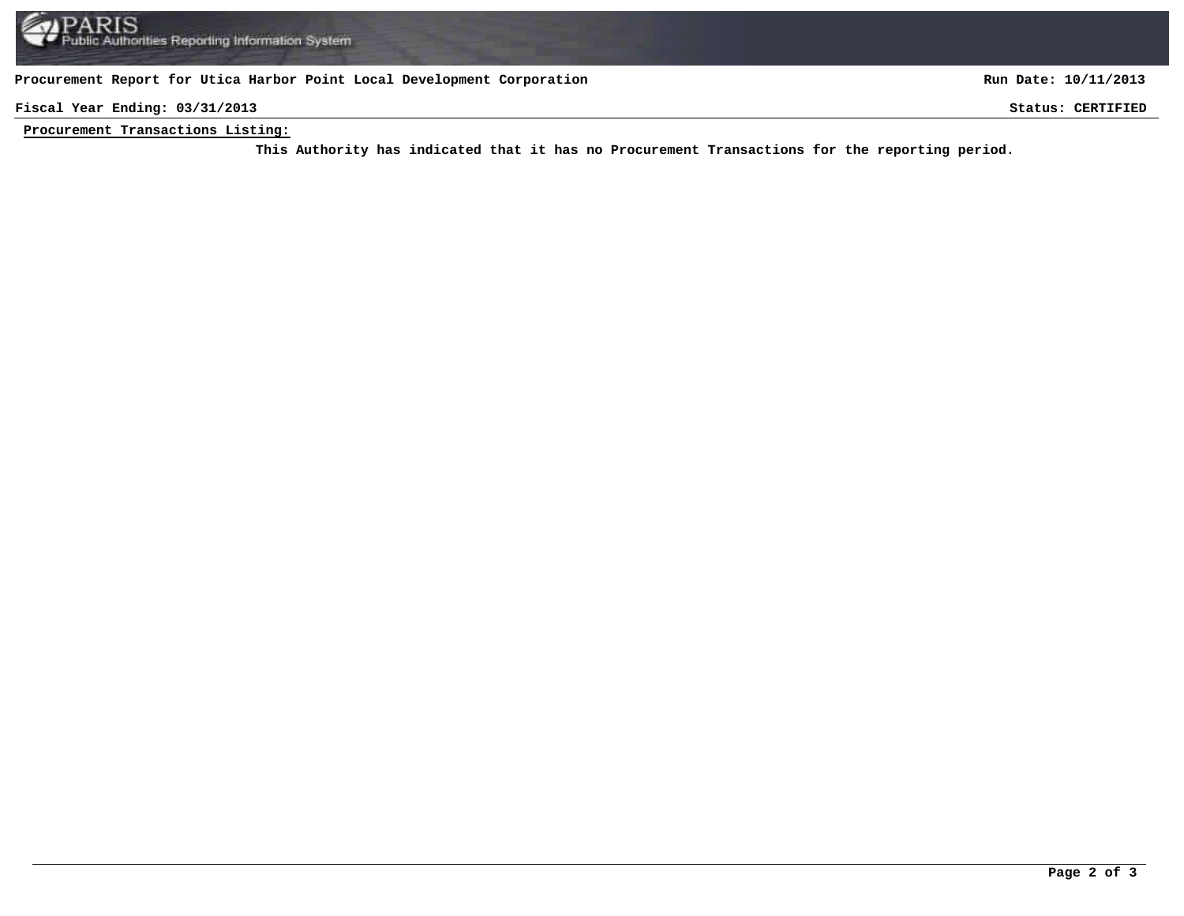**Procurement Report for Utica Harbor Point Local Development Corporation** | **Run Date: 10/11/2013**

**Fiscal Year Ending: 03/31/2013** | **Status: CERTIFIED**

**Procurement Transactions Listing:**

**This Authority has indicated that it has no Procurement Transactions for the reporting period.**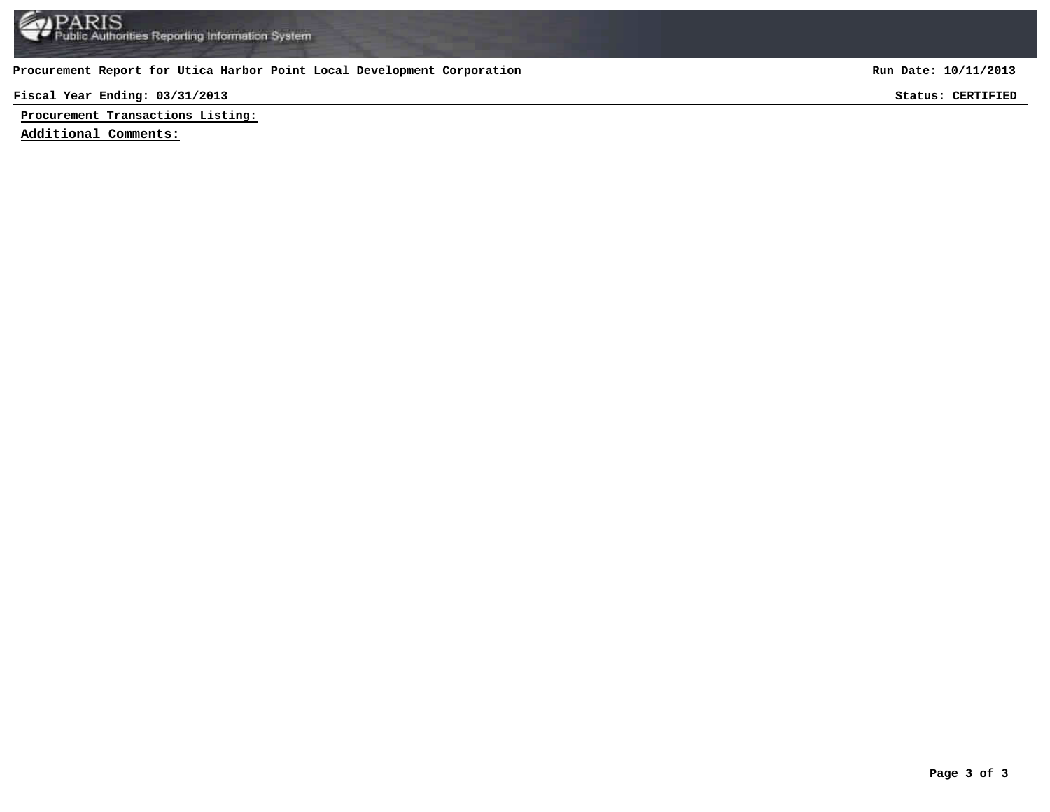Procurement Report for Utica Harbor Point Local Development Corporation

Run Date: 10/11/2013

Fiscal Year Ending: 03/31/2013

Status: CERTIFIED

**Procurement Transactions Listing:**

**Additional Comments:**